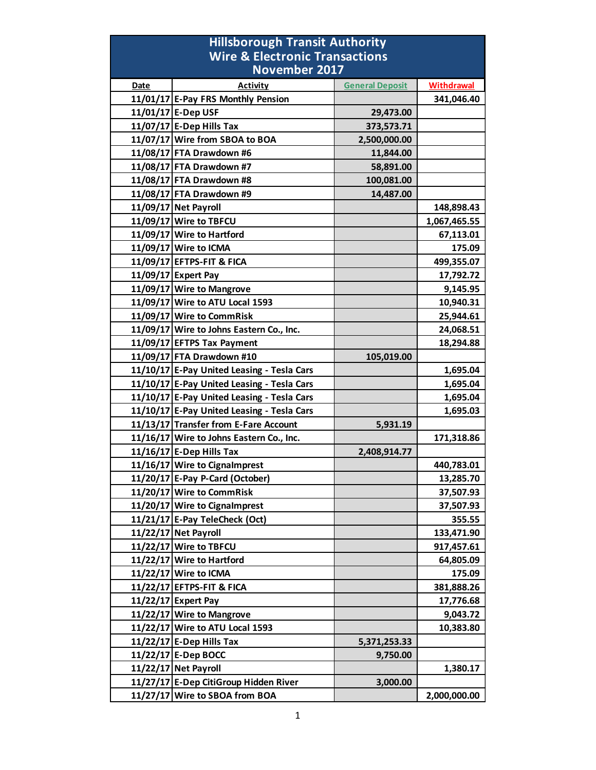# Hillsborough Transit Authority
## Wire & Electronic Transactions
## November 2017

| Date | Activity | General Deposit | Withdrawal |
|---|---|---|---|
| 11/01/17 | E-Pay FRS Monthly Pension | | 341,046.40 |
| 11/01/17 | E-Dep USF | 29,473.00 | |
| 11/07/17 | E-Dep Hills Tax | 373,573.71 | |
| 11/07/17 | Wire from SBOA to BOA | 2,500,000.00 | |
| 11/08/17 | FTA Drawdown #6 | 11,844.00 | |
| 11/08/17 | FTA Drawdown #7 | 58,891.00 | |
| 11/08/17 | FTA Drawdown #8 | 100,081.00 | |
| 11/08/17 | FTA Drawdown #9 | 14,487.00 | |
| 11/09/17 | Net Payroll | | 148,898.43 |
| 11/09/17 | Wire to TBFCU | | 1,067,465.55 |
| 11/09/17 | Wire to Hartford | | 67,113.01 |
| 11/09/17 | Wire to ICMA | | 175.09 |
| 11/09/17 | EFTPS-FIT & FICA | | 499,355.07 |
| 11/09/17 | Expert Pay | | 17,792.72 |
| 11/09/17 | Wire to Mangrove | | 9,145.95 |
| 11/09/17 | Wire to ATU Local 1593 | | 10,940.31 |
| 11/09/17 | Wire to CommRisk | | 25,944.61 |
| 11/09/17 | Wire to Johns Eastern Co., Inc. | | 24,068.51 |
| 11/09/17 | EFTPS Tax Payment | | 18,294.88 |
| 11/09/17 | FTA Drawdown #10 | 105,019.00 | |
| 11/10/17 | E-Pay United Leasing - Tesla Cars | | 1,695.04 |
| 11/10/17 | E-Pay United Leasing - Tesla Cars | | 1,695.04 |
| 11/10/17 | E-Pay United Leasing - Tesla Cars | | 1,695.04 |
| 11/10/17 | E-Pay United Leasing - Tesla Cars | | 1,695.03 |
| 11/13/17 | Transfer from E-Fare Account | 5,931.19 | |
| 11/16/17 | Wire to Johns Eastern Co., Inc. | | 171,318.86 |
| 11/16/17 | E-Dep Hills Tax | 2,408,914.77 | |
| 11/16/17 | Wire to CignaImprest | | 440,783.01 |
| 11/20/17 | E-Pay P-Card (October) | | 13,285.70 |
| 11/20/17 | Wire to CommRisk | | 37,507.93 |
| 11/20/17 | Wire to CignaImprest | | 37,507.93 |
| 11/21/17 | E-Pay TeleCheck (Oct) | | 355.55 |
| 11/22/17 | Net Payroll | | 133,471.90 |
| 11/22/17 | Wire to TBFCU | | 917,457.61 |
| 11/22/17 | Wire to Hartford | | 64,805.09 |
| 11/22/17 | Wire to ICMA | | 175.09 |
| 11/22/17 | EFTPS-FIT & FICA | | 381,888.26 |
| 11/22/17 | Expert Pay | | 17,776.68 |
| 11/22/17 | Wire to Mangrove | | 9,043.72 |
| 11/22/17 | Wire to ATU Local 1593 | | 10,383.80 |
| 11/22/17 | E-Dep Hills Tax | 5,371,253.33 | |
| 11/22/17 | E-Dep BOCC | 9,750.00 | |
| 11/22/17 | Net Payroll | | 1,380.17 |
| 11/27/17 | E-Dep CitiGroup Hidden River | 3,000.00 | |
| 11/27/17 | Wire to SBOA from BOA | | 2,000,000.00 |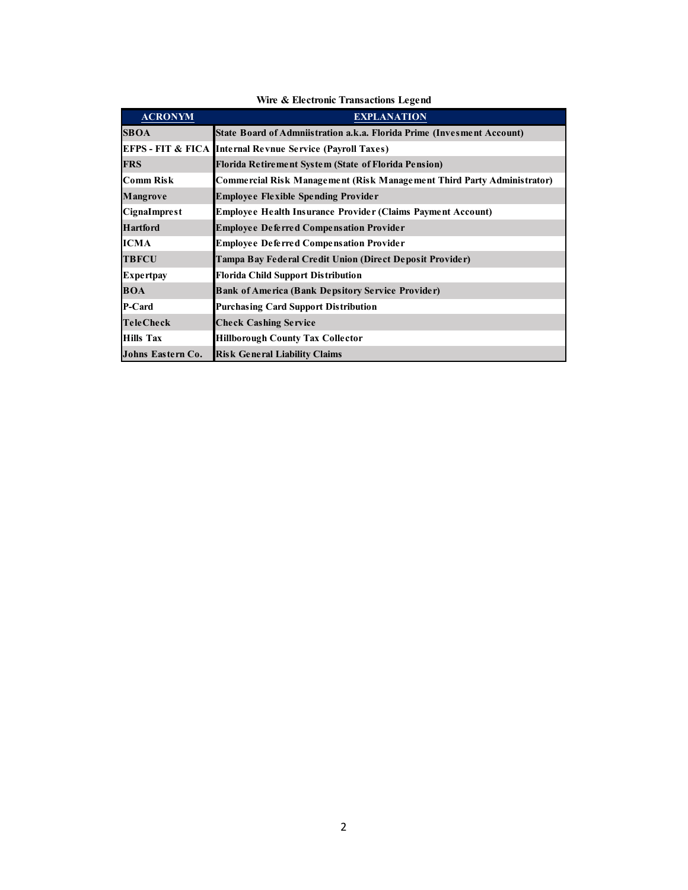**Wire & Electronic Transactions Legend**

| ACRONYM | EXPLANATION |
| --- | --- |
| SBOA | State Board of Admniistration a.k.a. Florida Prime (Invesment Account) |
| EFPS - FIT & FICA | Internal Revnue Service (Payroll Taxes) |
| FRS | Florida Retirement System (State of Florida Pension) |
| Comm Risk | Commercial Risk Management (Risk Management Third Party Administrator) |
| Mangrove | Employee Flexible Spending Provider |
| CignaImprest | Employee Health Insurance Provider (Claims Payment Account) |
| Hartford | Employee Deferred Compensation Provider |
| ICMA | Employee Deferred Compensation Provider |
| TBFCU | Tampa Bay Federal Credit Union (Direct Deposit Provider) |
| Expertpay | Florida Child Support Distribution |
| BOA | Bank of America (Bank Depository Service Provider) |
| P-Card | Purchasing Card Support Distribution |
| TeleCheck | Check Cashing Service |
| Hills Tax | Hillborough County Tax Collector |
| Johns Eastern Co. | Risk General Liability Claims |